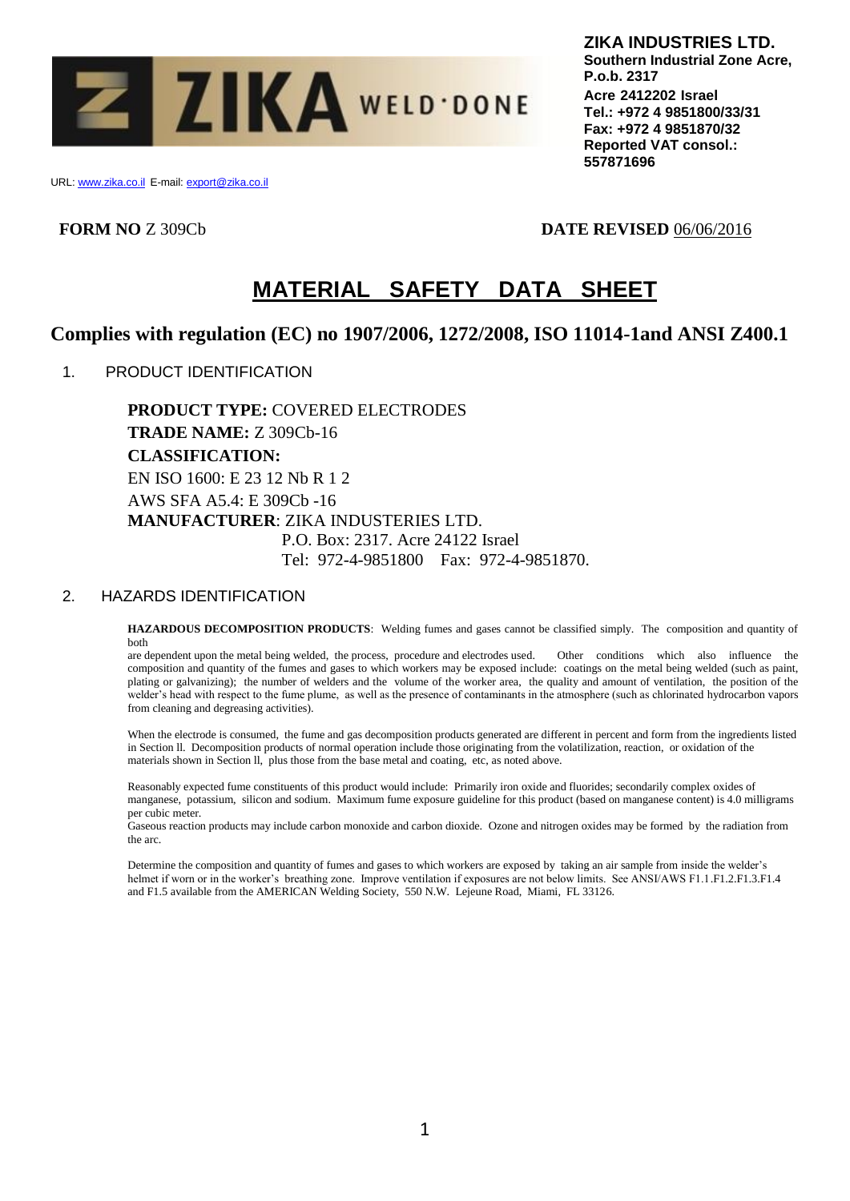**ZIKA INDUSTRIES LTD.**
**Southern Industrial Zone Acre, P.o.b. 2317**
**Acre 2412202 Israel**
**Tel.: +972 4 9851800/33/31**
**Fax: +972 4 9851870/32**
**Reported VAT consol.: 557871696**

URL: www.zika.co.il E-mail: export@zika.co.il

**FORM NO** Z 309Cb **DATE REVISED** 06/06/2016

# MATERIAL SAFETY DATA SHEET

## Complies with regulation (EC) no 1907/2006, 1272/2008, ISO 11014-1and ANSI Z400.1

### 1. PRODUCT IDENTIFICATION

**PRODUCT TYPE:** COVERED ELECTRODES
**TRADE NAME:** Z 309Cb-16
**CLASSIFICATION:**
EN ISO 1600: E 23 12 Nb R 1 2
AWS SFA A5.4: E 309Cb -16
**MANUFACTURER**: ZIKA INDUSTERIES LTD.
P.O. Box: 2317. Acre 24122 Israel
Tel: 972-4-9851800 Fax: 972-4-9851870.

### 2. HAZARDS IDENTIFICATION

**HAZARDOUS DECOMPOSITION PRODUCTS**: Welding fumes and gases cannot be classified simply. The composition and quantity of both are dependent upon the metal being welded, the process, procedure and electrodes used. Other conditions which also influence the composition and quantity of the fumes and gases to which workers may be exposed include: coatings on the metal being welded (such as paint, plating or galvanizing); the number of welders and the volume of the worker area, the quality and amount of ventilation, the position of the welder's head with respect to the fume plume, as well as the presence of contaminants in the atmosphere (such as chlorinated hydrocarbon vapors from cleaning and degreasing activities).

When the electrode is consumed, the fume and gas decomposition products generated are different in percent and form from the ingredients listed in Section ll. Decomposition products of normal operation include those originating from the volatilization, reaction, or oxidation of the materials shown in Section ll, plus those from the base metal and coating, etc, as noted above.

Reasonably expected fume constituents of this product would include: Primarily iron oxide and fluorides; secondarily complex oxides of manganese, potassium, silicon and sodium. Maximum fume exposure guideline for this product (based on manganese content) is 4.0 milligrams per cubic meter.
Gaseous reaction products may include carbon monoxide and carbon dioxide. Ozone and nitrogen oxides may be formed by the radiation from the arc.

Determine the composition and quantity of fumes and gases to which workers are exposed by taking an air sample from inside the welder's helmet if worn or in the worker's breathing zone. Improve ventilation if exposures are not below limits. See ANSI/AWS F1.1.F1.2.F1.3.F1.4 and F1.5 available from the AMERICAN Welding Society, 550 N.W. Lejeune Road, Miami, FL 33126.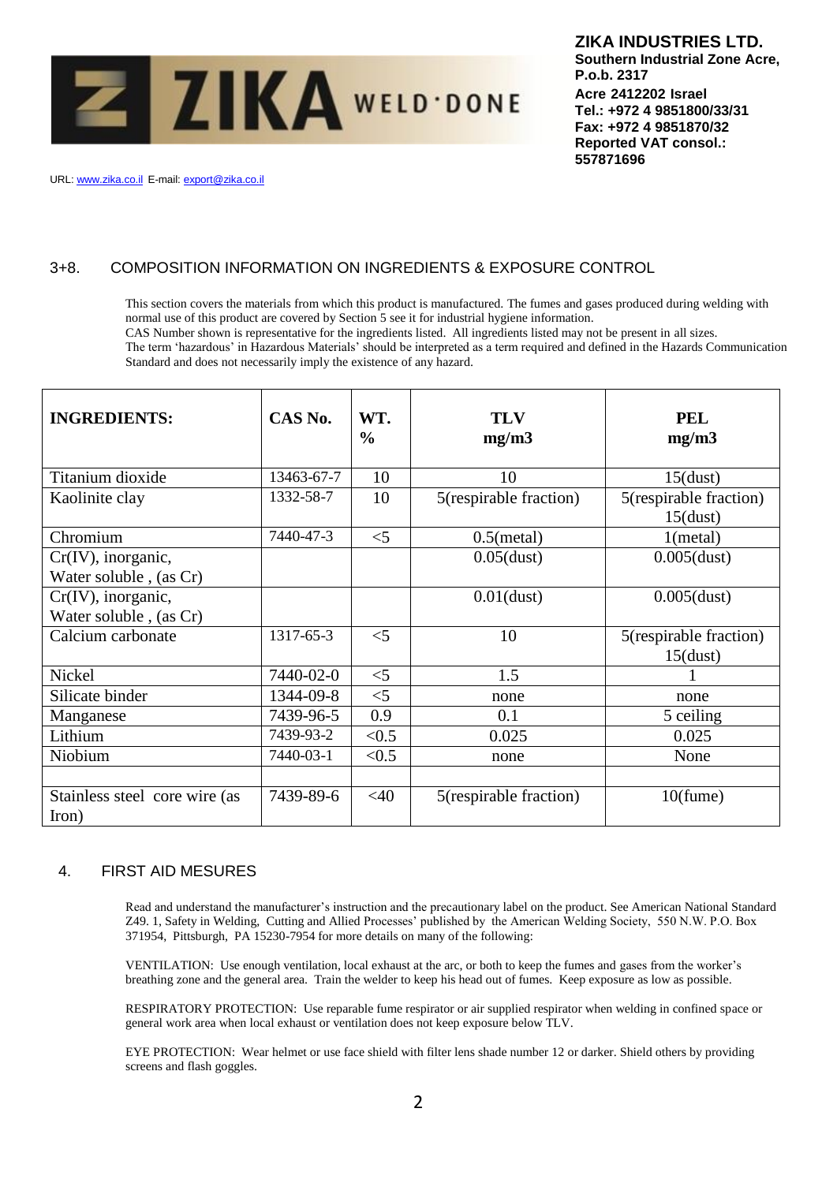**ZIKA INDUSTRIES LTD.**
**Southern Industrial Zone Acre, P.o.b. 2317**
**Acre 2412202 Israel**
**Tel.: +972 4 9851800/33/31**
**Fax: +972 4 9851870/32**
**Reported VAT consol.: 557871696**

URL: www.zika.co.il E-mail: export@zika.co.il

## 3+8. COMPOSITION INFORMATION ON INGREDIENTS & EXPOSURE CONTROL

This section covers the materials from which this product is manufactured. The fumes and gases produced during welding with normal use of this product are covered by Section 5 see it for industrial hygiene information.
CAS Number shown is representative for the ingredients listed. All ingredients listed may not be present in all sizes.
The term 'hazardous' in Hazardous Materials' should be interpreted as a term required and defined in the Hazards Communication Standard and does not necessarily imply the existence of any hazard.

| INGREDIENTS: | CAS No. | WT. % | TLV mg/m3 | PEL mg/m3 |
|---|---|---|---|---|
| Titanium dioxide | 13463-67-7 | 10 | 10 | 15(dust) |
| Kaolinite clay | 1332-58-7 | 10 | 5(respirable fraction) | 5(respirable fraction) 15(dust) |
| Chromium | 7440-47-3 | <5 | 0.5(metal) | 1(metal) |
| Cr(IV), inorganic, Water soluble , (as Cr) | | | 0.05(dust) | 0.005(dust) |
| Cr(IV), inorganic, Water soluble , (as Cr) | | | 0.01(dust) | 0.005(dust) |
| Calcium carbonate | 1317-65-3 | <5 | 10 | 5(respirable fraction) 15(dust) |
| Nickel | 7440-02-0 | <5 | 1.5 | 1 |
| Silicate binder | 1344-09-8 | <5 | none | none |
| Manganese | 7439-96-5 | 0.9 | 0.1 | 5 ceiling |
| Lithium | 7439-93-2 | <0.5 | 0.025 | 0.025 |
| Niobium | 7440-03-1 | <0.5 | none | None |
| | | | | |
| Stainless steel core wire (as Iron) | 7439-89-6 | <40 | 5(respirable fraction) | 10(fume) |

## 4. FIRST AID MESURES

Read and understand the manufacturer's instruction and the precautionary label on the product. See American National Standard Z49. 1, Safety in Welding, Cutting and Allied Processes' published by the American Welding Society, 550 N.W. P.O. Box 371954, Pittsburgh, PA 15230-7954 for more details on many of the following:

VENTILATION: Use enough ventilation, local exhaust at the arc, or both to keep the fumes and gases from the worker's breathing zone and the general area. Train the welder to keep his head out of fumes. Keep exposure as low as possible.

RESPIRATORY PROTECTION: Use reparable fume respirator or air supplied respirator when welding in confined space or general work area when local exhaust or ventilation does not keep exposure below TLV.

EYE PROTECTION: Wear helmet or use face shield with filter lens shade number 12 or darker. Shield others by providing screens and flash goggles.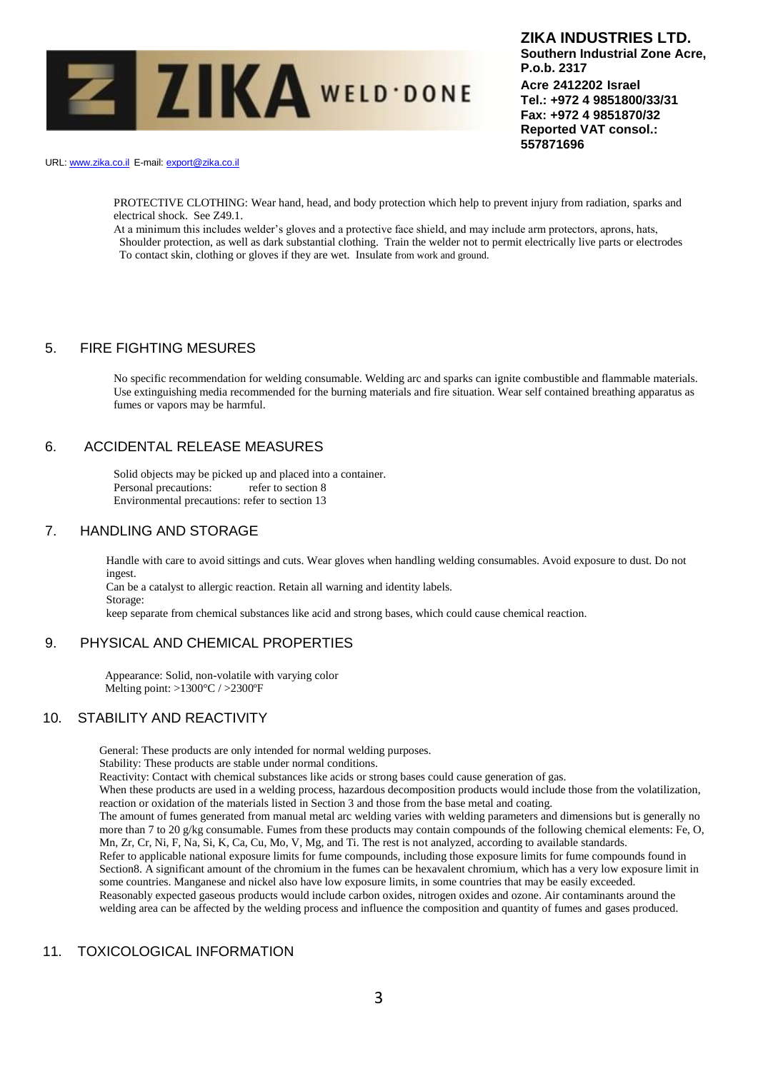PROTECTIVE CLOTHING: Wear hand, head, and body protection which help to prevent injury from radiation, sparks and electrical shock. See Z49.1.
At a minimum this includes welder's gloves and a protective face shield, and may include arm protectors, aprons, hats, Shoulder protection, as well as dark substantial clothing. Train the welder not to permit electrically live parts or electrodes To contact skin, clothing or gloves if they are wet. Insulate from work and ground.

## 5. FIRE FIGHTING MESURES

No specific recommendation for welding consumable. Welding arc and sparks can ignite combustible and flammable materials. Use extinguishing media recommended for the burning materials and fire situation. Wear self contained breathing apparatus as fumes or vapors may be harmful.

## 6. ACCIDENTAL RELEASE MEASURES

Solid objects may be picked up and placed into a container.
Personal precautions: refer to section 8
Environmental precautions: refer to section 13

## 7. HANDLING AND STORAGE

Handle with care to avoid sittings and cuts. Wear gloves when handling welding consumables. Avoid exposure to dust. Do not ingest.
Can be a catalyst to allergic reaction. Retain all warning and identity labels.
Storage:
keep separate from chemical substances like acid and strong bases, which could cause chemical reaction.

## 9. PHYSICAL AND CHEMICAL PROPERTIES

Appearance: Solid, non-volatile with varying color
Melting point: >1300°C / >2300ºF

## 10. STABILITY AND REACTIVITY

General: These products are only intended for normal welding purposes.
Stability: These products are stable under normal conditions.
Reactivity: Contact with chemical substances like acids or strong bases could cause generation of gas.
When these products are used in a welding process, hazardous decomposition products would include those from the volatilization, reaction or oxidation of the materials listed in Section 3 and those from the base metal and coating.
The amount of fumes generated from manual metal arc welding varies with welding parameters and dimensions but is generally no more than 7 to 20 g/kg consumable. Fumes from these products may contain compounds of the following chemical elements: Fe, O, Mn, Zr, Cr, Ni, F, Na, Si, K, Ca, Cu, Mo, V, Mg, and Ti. The rest is not analyzed, according to available standards.
Refer to applicable national exposure limits for fume compounds, including those exposure limits for fume compounds found in Section8. A significant amount of the chromium in the fumes can be hexavalent chromium, which has a very low exposure limit in some countries. Manganese and nickel also have low exposure limits, in some countries that may be easily exceeded.
Reasonably expected gaseous products would include carbon oxides, nitrogen oxides and ozone. Air contaminants around the welding area can be affected by the welding process and influence the composition and quantity of fumes and gases produced.

## 11. TOXICOLOGICAL INFORMATION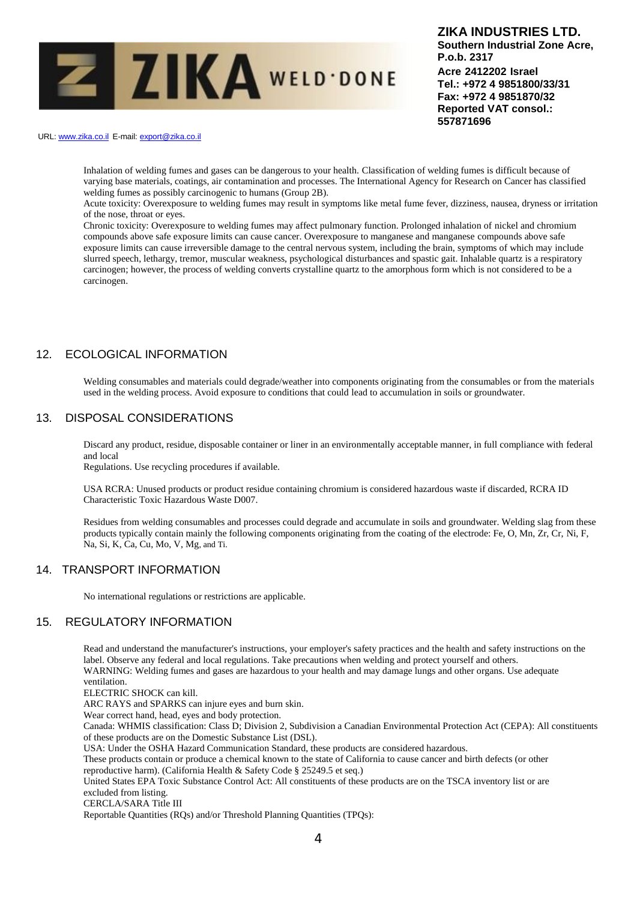Inhalation of welding fumes and gases can be dangerous to your health. Classification of welding fumes is difficult because of varying base materials, coatings, air contamination and processes. The International Agency for Research on Cancer has classified welding fumes as possibly carcinogenic to humans (Group 2B).

Acute toxicity: Overexposure to welding fumes may result in symptoms like metal fume fever, dizziness, nausea, dryness or irritation of the nose, throat or eyes.

Chronic toxicity: Overexposure to welding fumes may affect pulmonary function. Prolonged inhalation of nickel and chromium compounds above safe exposure limits can cause cancer. Overexposure to manganese and manganese compounds above safe exposure limits can cause irreversible damage to the central nervous system, including the brain, symptoms of which may include slurred speech, lethargy, tremor, muscular weakness, psychological disturbances and spastic gait. Inhalable quartz is a respiratory carcinogen; however, the process of welding converts crystalline quartz to the amorphous form which is not considered to be a carcinogen.

## 12. ECOLOGICAL INFORMATION

Welding consumables and materials could degrade/weather into components originating from the consumables or from the materials used in the welding process. Avoid exposure to conditions that could lead to accumulation in soils or groundwater.

## 13. DISPOSAL CONSIDERATIONS

Discard any product, residue, disposable container or liner in an environmentally acceptable manner, in full compliance with federal and local
Regulations. Use recycling procedures if available.

USA RCRA: Unused products or product residue containing chromium is considered hazardous waste if discarded, RCRA ID Characteristic Toxic Hazardous Waste D007.

Residues from welding consumables and processes could degrade and accumulate in soils and groundwater. Welding slag from these products typically contain mainly the following components originating from the coating of the electrode: Fe, O, Mn, Zr, Cr, Ni, F, Na, Si, K, Ca, Cu, Mo, V, Mg, and Ti.

## 14. TRANSPORT INFORMATION

No international regulations or restrictions are applicable.

## 15. REGULATORY INFORMATION

Read and understand the manufacturer's instructions, your employer's safety practices and the health and safety instructions on the label. Observe any federal and local regulations. Take precautions when welding and protect yourself and others.
WARNING: Welding fumes and gases are hazardous to your health and may damage lungs and other organs. Use adequate ventilation.
ELECTRIC SHOCK can kill.
ARC RAYS and SPARKS can injure eyes and burn skin.
Wear correct hand, head, eyes and body protection.
Canada: WHMIS classification: Class D; Division 2, Subdivision a Canadian Environmental Protection Act (CEPA): All constituents of these products are on the Domestic Substance List (DSL).
USA: Under the OSHA Hazard Communication Standard, these products are considered hazardous.
These products contain or produce a chemical known to the state of California to cause cancer and birth defects (or other reproductive harm). (California Health & Safety Code § 25249.5 et seq.)
United States EPA Toxic Substance Control Act: All constituents of these products are on the TSCA inventory list or are excluded from listing.
CERCLA/SARA Title III
Reportable Quantities (RQs) and/or Threshold Planning Quantities (TPQs):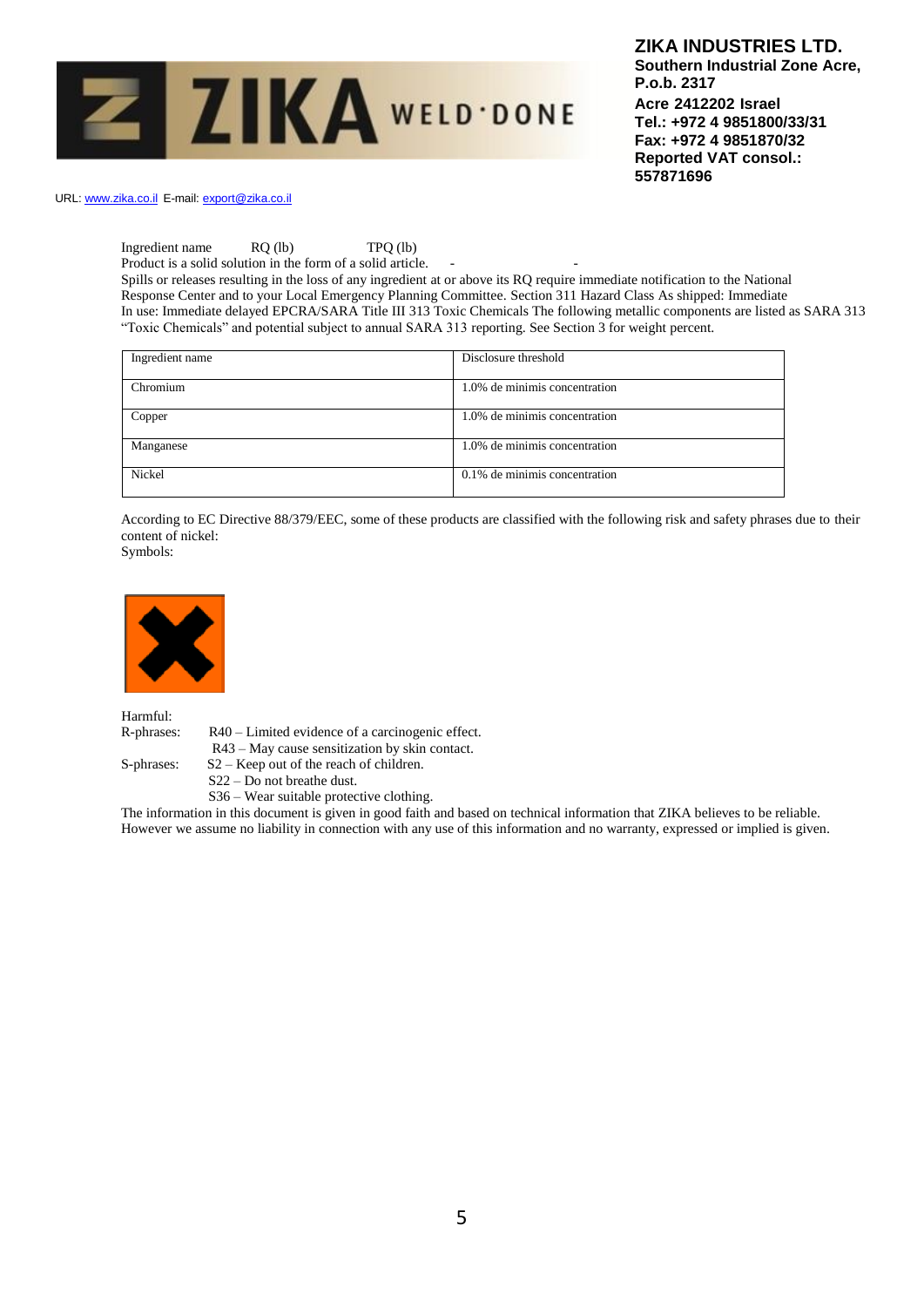**ZIKA INDUSTRIES LTD.**
**Southern Industrial Zone Acre, P.o.b. 2317**
**Acre 2412202 Israel**
**Tel.: +972 4 9851800/33/31**
**Fax: +972 4 9851870/32**
**Reported VAT consol.: 557871696**

URL: www.zika.co.il E-mail: export@zika.co.il

| Ingredient name | RQ (lb) | TPQ (lb) |
|---|---|---|
| Product is a solid solution in the form of a solid article. | - | - |

Spills or releases resulting in the loss of any ingredient at or above its RQ require immediate notification to the National Response Center and to your Local Emergency Planning Committee. Section 311 Hazard Class As shipped: Immediate In use: Immediate delayed EPCRA/SARA Title III 313 Toxic Chemicals The following metallic components are listed as SARA 313 "Toxic Chemicals" and potential subject to annual SARA 313 reporting. See Section 3 for weight percent.

| Ingredient name | Disclosure threshold |
|---|---|
| Chromium | 1.0% de minimis concentration |
| Copper | 1.0% de minimis concentration |
| Manganese | 1.0% de minimis concentration |
| Nickel | 0.1% de minimis concentration |

According to EC Directive 88/379/EEC, some of these products are classified with the following risk and safety phrases due to their content of nickel:

Symbols:

Harmful:

R-phrases:
- R40 – Limited evidence of a carcinogenic effect.
- R43 – May cause sensitization by skin contact.

S-phrases:
- S2 – Keep out of the reach of children.
- S22 – Do not breathe dust.
- S36 – Wear suitable protective clothing.

The information in this document is given in good faith and based on technical information that ZIKA believes to be reliable. However we assume no liability in connection with any use of this information and no warranty, expressed or implied is given.